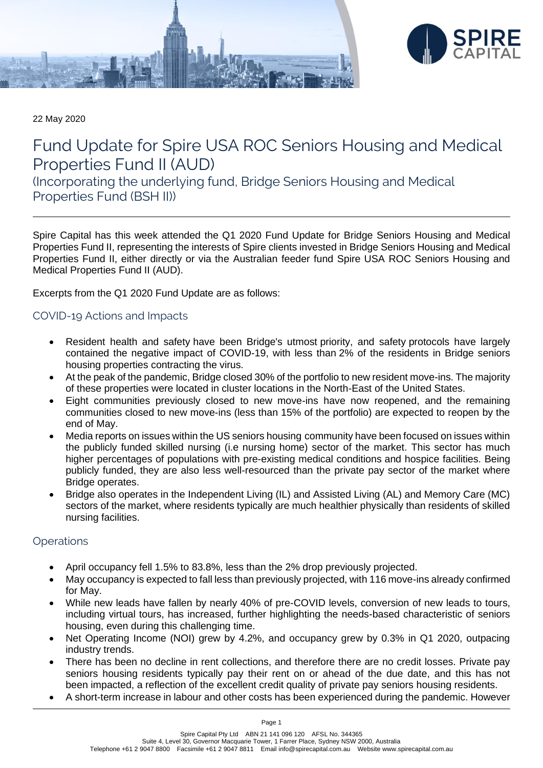22 May 2020

# Fund Update for Spire USA ROC Seniors Housing and Medical Properties Fund II (AUD)

(Incorporating the underlying fund, Bridge Seniors Housing and Medical Properties Fund (BSH II))

---

Spire Capital has this week attended the Q1 2020 Fund Update for Bridge Seniors Housing and Medical Properties Fund II, representing the interests of Spire clients invested in Bridge Seniors Housing and Medical Properties Fund II, either directly or via the Australian feeder fund Spire USA ROC Seniors Housing and Medical Properties Fund II (AUD).

Excerpts from the Q1 2020 Fund Update are as follows:

## COVID-19 Actions and Impacts

- Resident health and safety have been Bridge's utmost priority, and safety protocols have largely contained the negative impact of COVID-19, with less than 2% of the residents in Bridge seniors housing properties contracting the virus.
- At the peak of the pandemic, Bridge closed 30% of the portfolio to new resident move-ins. The majority of these properties were located in cluster locations in the North-East of the United States.
- Eight communities previously closed to new move-ins have now reopened, and the remaining communities closed to new move-ins (less than 15% of the portfolio) are expected to reopen by the end of May.
- Media reports on issues within the US seniors housing community have been focused on issues within the publicly funded skilled nursing (i.e nursing home) sector of the market. This sector has much higher percentages of populations with pre-existing medical conditions and hospice facilities. Being publicly funded, they are also less well-resourced than the private pay sector of the market where Bridge operates.
- Bridge also operates in the Independent Living (IL) and Assisted Living (AL) and Memory Care (MC) sectors of the market, where residents typically are much healthier physically than residents of skilled nursing facilities.

## Operations

- April occupancy fell 1.5% to 83.8%, less than the 2% drop previously projected.
- May occupancy is expected to fall less than previously projected, with 116 move-ins already confirmed for May.
- While new leads have fallen by nearly 40% of pre-COVID levels, conversion of new leads to tours, including virtual tours, has increased, further highlighting the needs-based characteristic of seniors housing, even during this challenging time.
- Net Operating Income (NOI) grew by 4.2%, and occupancy grew by 0.3% in Q1 2020, outpacing industry trends.
- There has been no decline in rent collections, and therefore there are no credit losses. Private pay seniors housing residents typically pay their rent on or ahead of the due date, and this has not been impacted, a reflection of the excellent credit quality of private pay seniors housing residents.
- A short-term increase in labour and other costs has been experienced during the pandemic. However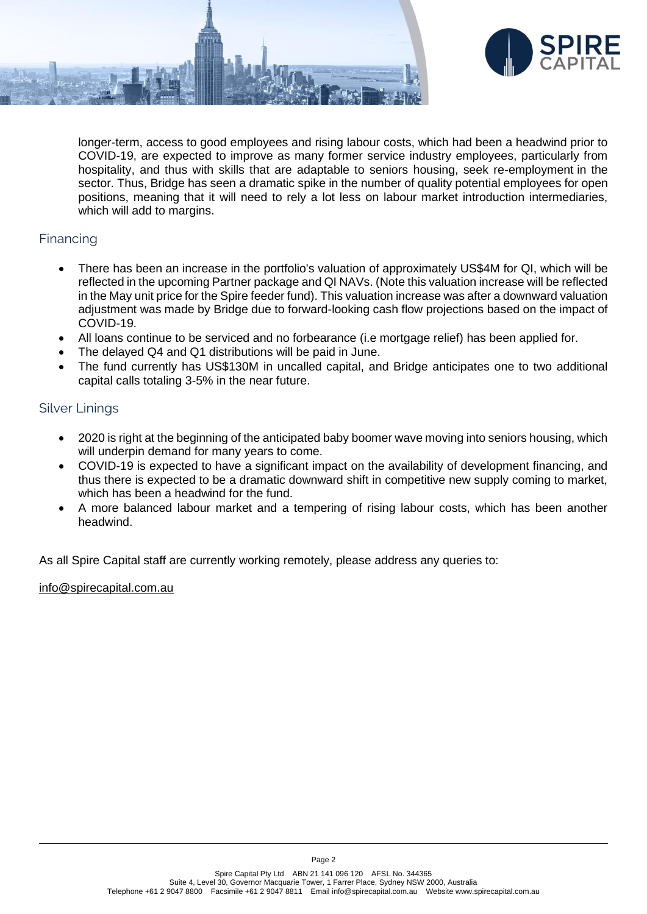longer-term, access to good employees and rising labour costs, which had been a headwind prior to COVID-19, are expected to improve as many former service industry employees, particularly from hospitality, and thus with skills that are adaptable to seniors housing, seek re-employment in the sector. Thus, Bridge has seen a dramatic spike in the number of quality potential employees for open positions, meaning that it will need to rely a lot less on labour market introduction intermediaries, which will add to margins.

## Financing

- There has been an increase in the portfolio's valuation of approximately US$4M for QI, which will be reflected in the upcoming Partner package and QI NAVs. (Note this valuation increase will be reflected in the May unit price for the Spire feeder fund). This valuation increase was after a downward valuation adjustment was made by Bridge due to forward-looking cash flow projections based on the impact of COVID-19.
- All loans continue to be serviced and no forbearance (i.e mortgage relief) has been applied for.
- The delayed Q4 and Q1 distributions will be paid in June.
- The fund currently has US$130M in uncalled capital, and Bridge anticipates one to two additional capital calls totaling 3-5% in the near future.

## Silver Linings

- 2020 is right at the beginning of the anticipated baby boomer wave moving into seniors housing, which will underpin demand for many years to come.
- COVID-19 is expected to have a significant impact on the availability of development financing, and thus there is expected to be a dramatic downward shift in competitive new supply coming to market, which has been a headwind for the fund.
- A more balanced labour market and a tempering of rising labour costs, which has been another headwind.

As all Spire Capital staff are currently working remotely, please address any queries to:

info@spirecapital.com.au